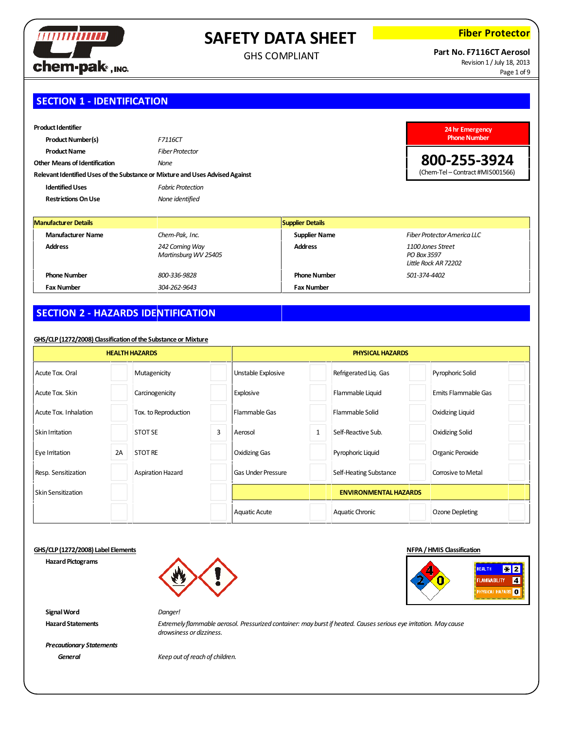chem-pak, INC.

# SAFETY DATA SHEET

GHS COMPLIANT

**Fiber Protector**

**Part No. F7116CT Aerosol**
Revision 1 / July 18, 2013

## SECTION 1 - IDENTIFICATION

**Product Identifier**

| | |
|---|---|
| **Product Number(s)** | *F7116CT* |
| **Product Name** | *Fiber Protector* |
| **Other Means of Identification** | *None* |

**Relevant Identified Uses of the Substance or Mixture and Uses Advised Against**

| | |
|---|---|
| **Identified Uses** | *Fabric Protection* |
| **Restrictions On Use** | *None identified* |

**24 hr Emergency Phone Number**

**800-255-3924**
(Chem-Tel – Contract #MIS001566)

| Manufacturer Details | | Supplier Details | |
|---|---|---|---|
| **Manufacturer Name** | *Chem-Pak, Inc.* | **Supplier Name** | *Fiber Protector America LLC* |
| **Address** | *242 Corning Way Martinsburg WV 25405* | **Address** | *1100 Jones Street PO Box 3597 Little Rock AR 72202* |
| **Phone Number** | *800-336-9828* | **Phone Number** | *501-374-4402* |
| **Fax Number** | *304-262-9643* | **Fax Number** | |

## SECTION 2 - HAZARDS IDENTIFICATION

**GHS/CLP (1272/2008) Classification of the Substance or Mixture**

| HEALTH HAZARDS | | | | PHYSICAL HAZARDS | | | | | |
|---|---|---|---|---|---|---|---|---|---|
| Acute Tox. Oral | | Mutagenicity | | Unstable Explosive | | Refrigerated Liq. Gas | | Pyrophoric Solid | |
| Acute Tox. Skin | | Carcinogenicity | | Explosive | | Flammable Liquid | | Emits Flammable Gas | |
| Acute Tox. Inhalation | | Tox. to Reproduction | | Flammable Gas | | Flammable Solid | | Oxidizing Liquid | |
| Skin Irritation | | STOT SE | 3 | Aerosol | 1 | Self-Reactive Sub. | | Oxidizing Solid | |
| Eye Irritation | 2A | STOT RE | | Oxidizing Gas | | Pyrophoric Liquid | | Organic Peroxide | |
| Resp. Sensitization | | Aspiration Hazard | | Gas Under Pressure | | Self-Heating Substance | | Corrosive to Metal | |
| Skin Sensitization | | | | ENVIRONMENTAL HAZARDS | | | | | |
| | | | | Aquatic Acute | | Aquatic Chronic | | Ozone Depleting | |

**GHS/CLP (1272/2008) Label Elements**

**Hazard Pictograms**

**NFPA / HMIS Classification**

NFPA: Health 2, Flammability 4, Reactivity 0

| HMIS | |
|---|---|
| HEALTH | * 2 |
| FLAMMABILITY | 4 |
| PHYSICAL HAZARD | 0 |

| | |
|---|---|
| **Signal Word** | *Danger!* |
| **Hazard Statements** | *Extremely flammable aerosol. Pressurized container: may burst if heated. Causes serious eye irritation. May cause drowsiness or dizziness.* |

***Precautionary Statements***

| | |
|---|---|
| ***General*** | *Keep out of reach of children.* |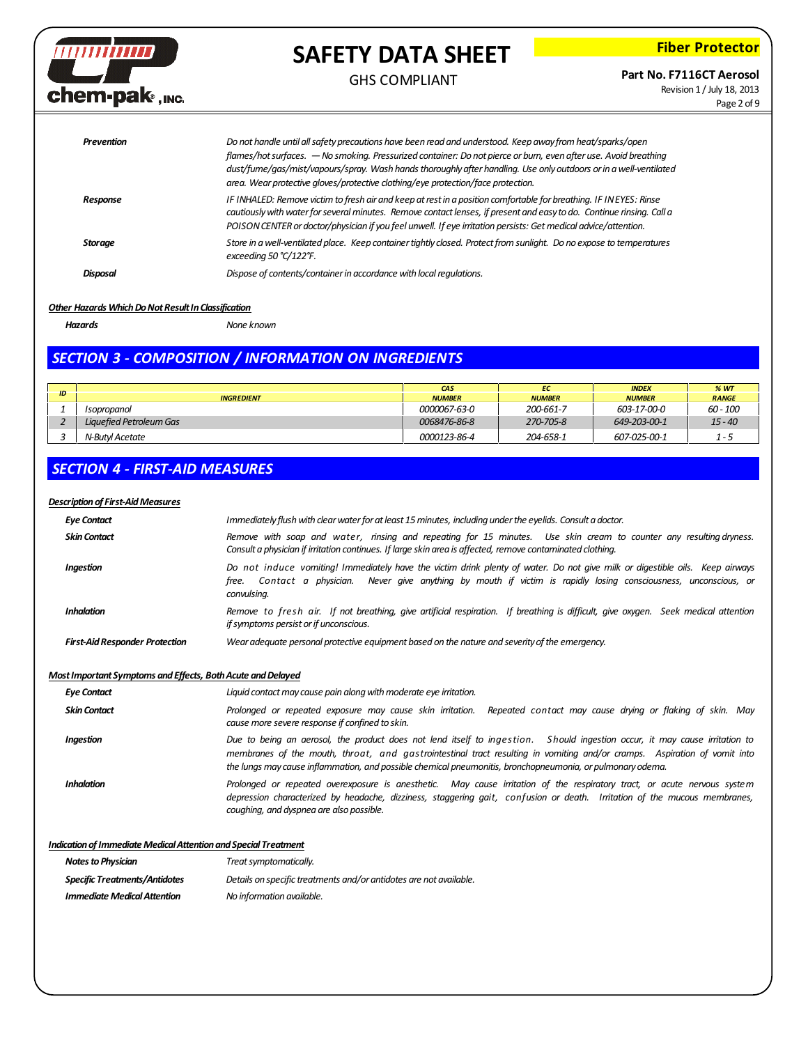| | |
|---|---|
| ***Prevention*** | *Do not handle until all safety precautions have been read and understood. Keep away from heat/sparks/open flames/hot surfaces. — No smoking. Pressurized container: Do not pierce or burn, even after use. Avoid breathing dust/fume/gas/mist/vapours/spray. Wash hands thoroughly after handling. Use only outdoors or in a well-ventilated area. Wear protective gloves/protective clothing/eye protection/face protection.* |
| ***Response*** | *IF INHALED: Remove victim to fresh air and keep at rest in a position comfortable for breathing. IF IN EYES: Rinse cautiously with water for several minutes. Remove contact lenses, if present and easy to do. Continue rinsing. Call a POISON CENTER or doctor/physician if you feel unwell. If eye irritation persists: Get medical advice/attention.* |
| ***Storage*** | *Store in a well-ventilated place. Keep container tightly closed. Protect from sunlight. Do no expose to temperatures exceeding 50 °C/122°F.* |
| ***Disposal*** | *Dispose of contents/container in accordance with local regulations.* |

***Other Hazards Which Do Not Result In Classification***

***Hazards*** *None known*

## SECTION 3 - COMPOSITION / INFORMATION ON INGREDIENTS

| ID | INGREDIENT | CAS NUMBER | EC NUMBER | INDEX NUMBER | % WT RANGE |
|---|---|---|---|---|---|
| 1 | Isopropanol | 0000067-63-0 | 200-661-7 | 603-17-00-0 | 60 - 100 |
| 2 | Liquefied Petroleum Gas | 0068476-86-8 | 270-705-8 | 649-203-00-1 | 15 - 40 |
| 3 | N-Butyl Acetate | 0000123-86-4 | 204-658-1 | 607-025-00-1 | 1 - 5 |

## SECTION 4 - FIRST-AID MEASURES

***Description of First-Aid Measures***

| | |
|---|---|
| ***Eye Contact*** | *Immediately flush with clear water for at least 15 minutes, including under the eyelids. Consult a doctor.* |
| ***Skin Contact*** | *Remove with soap and water, rinsing and repeating for 15 minutes. Use skin cream to counter any resulting dryness. Consult a physician if irritation continues. If large skin area is affected, remove contaminated clothing.* |
| ***Ingestion*** | *Do not induce vomiting! Immediately have the victim drink plenty of water. Do not give milk or digestible oils. Keep airways free. Contact a physician. Never give anything by mouth if victim is rapidly losing consciousness, unconscious, or convulsing.* |
| ***Inhalation*** | *Remove to fresh air. If not breathing, give artificial respiration. If breathing is difficult, give oxygen. Seek medical attention if symptoms persist or if unconscious.* |
| ***First-Aid Responder Protection*** | *Wear adequate personal protective equipment based on the nature and severity of the emergency.* |

***Most Important Symptoms and Effects, Both Acute and Delayed***

| | |
|---|---|
| ***Eye Contact*** | *Liquid contact may cause pain along with moderate eye irritation.* |
| ***Skin Contact*** | *Prolonged or repeated exposure may cause skin irritation. Repeated contact may cause drying or flaking of skin. May cause more severe response if confined to skin.* |
| ***Ingestion*** | *Due to being an aerosol, the product does not lend itself to ingestion. Should ingestion occur, it may cause irritation to membranes of the mouth, throat, and gastrointestinal tract resulting in vomiting and/or cramps. Aspiration of vomit into the lungs may cause inflammation, and possible chemical pneumonitis, bronchopneumonia, or pulmonary odema.* |
| ***Inhalation*** | *Prolonged or repeated overexposure is anesthetic. May cause irritation of the respiratory tract, or acute nervous system depression characterized by headache, dizziness, staggering gait, confusion or death. Irritation of the mucous membranes, coughing, and dyspnea are also possible.* |

***Indication of Immediate Medical Attention and Special Treatment***

| | |
|---|---|
| ***Notes to Physician*** | *Treat symptomatically.* |
| ***Specific Treatments/Antidotes*** | *Details on specific treatments and/or antidotes are not available.* |
| ***Immediate Medical Attention*** | *No information available.* |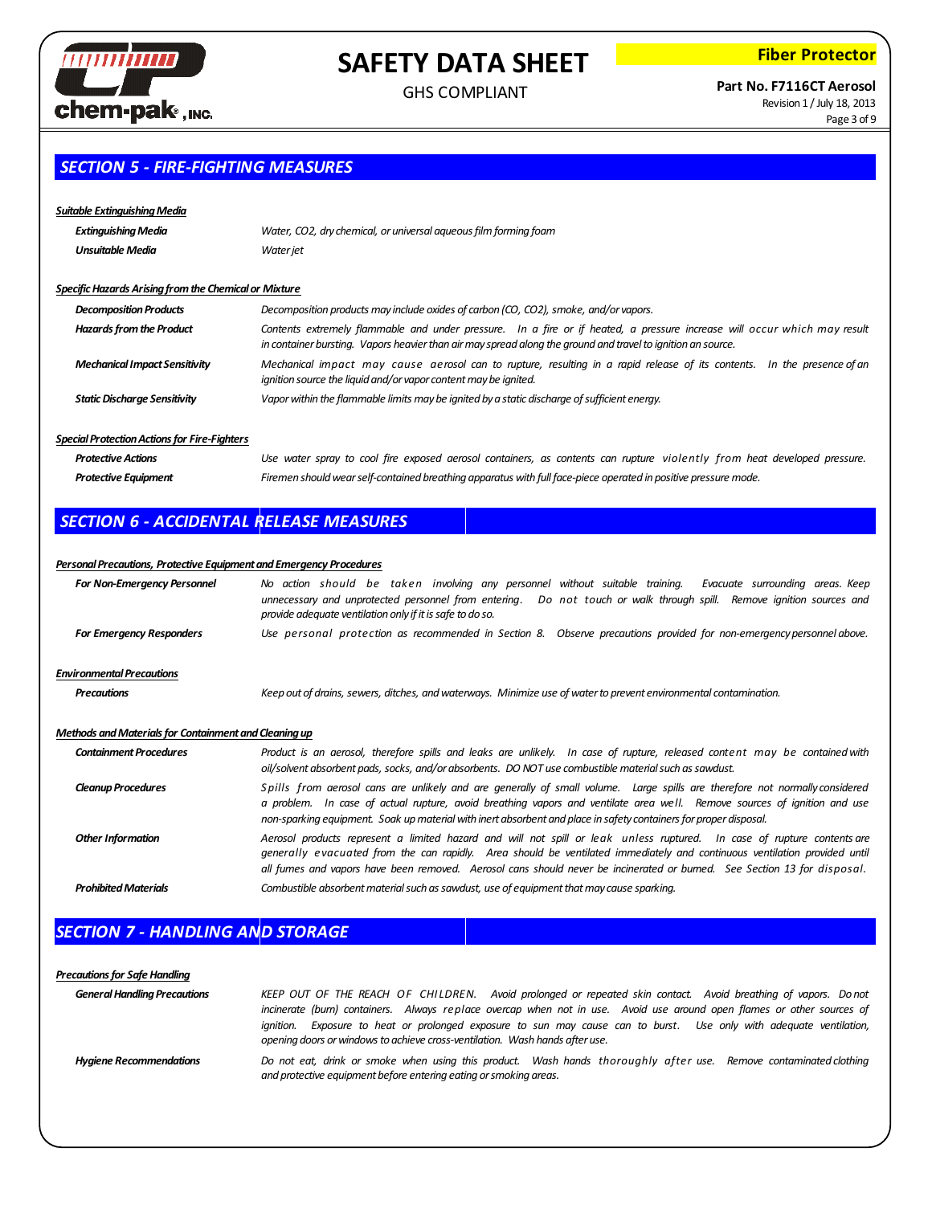## SECTION 5 - FIRE-FIGHTING MEASURES

***Suitable Extinguishing Media***

| | |
|---|---|
| ***Extinguishing Media*** | *Water, $CO_2$, dry chemical, or universal aqueous film forming foam* |
| ***Unsuitable Media*** | *Water jet* |

***Specific Hazards Arising from the Chemical or Mixture***

| | |
|---|---|
| ***Decomposition Products*** | *Decomposition products may include oxides of carbon (CO, $CO_2$), smoke, and/or vapors.* |
| ***Hazards from the Product*** | *Contents extremely flammable and under pressure. In a fire or if heated, a pressure increase will occur which may result in container bursting. Vapors heavier than air may spread along the ground and travel to ignition an source.* |
| ***Mechanical Impact Sensitivity*** | *Mechanical impact may cause aerosol can to rupture, resulting in a rapid release of its contents. In the presence of an ignition source the liquid and/or vapor content may be ignited.* |
| ***Static Discharge Sensitivity*** | *Vapor within the flammable limits may be ignited by a static discharge of sufficient energy.* |

***Special Protection Actions for Fire-Fighters***

| | |
|---|---|
| ***Protective Actions*** | *Use water spray to cool fire exposed aerosol containers, as contents can rupture violently from heat developed pressure.* |
| ***Protective Equipment*** | *Firemen should wear self-contained breathing apparatus with full face-piece operated in positive pressure mode.* |

## SECTION 6 - ACCIDENTAL RELEASE MEASURES

***Personal Precautions, Protective Equipment and Emergency Procedures***

| | |
|---|---|
| ***For Non-Emergency Personnel*** | *No action should be taken involving any personnel without suitable training. Evacuate surrounding areas. Keep unnecessary and unprotected personnel from entering. Do not touch or walk through spill. Remove ignition sources and provide adequate ventilation only if it is safe to do so.* |
| ***For Emergency Responders*** | *Use personal protection as recommended in Section 8. Observe precautions provided for non-emergency personnel above.* |

***Environmental Precautions***

| | |
|---|---|
| ***Precautions*** | *Keep out of drains, sewers, ditches, and waterways. Minimize use of water to prevent environmental contamination.* |

***Methods and Materials for Containment and Cleaning up***

| | |
|---|---|
| ***Containment Procedures*** | *Product is an aerosol, therefore spills and leaks are unlikely. In case of rupture, released content may be contained with oil/solvent absorbent pads, socks, and/or absorbents. DO NOT use combustible material such as sawdust.* |
| ***Cleanup Procedures*** | *Spills from aerosol cans are unlikely and are generally of small volume. Large spills are therefore not normally considered a problem. In case of actual rupture, avoid breathing vapors and ventilate area well. Remove sources of ignition and use non-sparking equipment. Soak up material with inert absorbent and place in safety containers for proper disposal.* |
| ***Other Information*** | *Aerosol products represent a limited hazard and will not spill or leak unless ruptured. In case of rupture contents are generally evacuated from the can rapidly. Area should be ventilated immediately and continuous ventilation provided until all fumes and vapors have been removed. Aerosol cans should never be incinerated or burned. See Section 13 for disposal.* |
| ***Prohibited Materials*** | *Combustible absorbent material such as sawdust, use of equipment that may cause sparking.* |

## SECTION 7 - HANDLING AND STORAGE

***Precautions for Safe Handling***

| | |
|---|---|
| ***General Handling Precautions*** | *KEEP OUT OF THE REACH OF CHILDREN. Avoid prolonged or repeated skin contact. Avoid breathing of vapors. Do not incinerate (burn) containers. Always replace overcap when not in use. Avoid use around open flames or other sources of ignition. Exposure to heat or prolonged exposure to sun may cause can to burst. Use only with adequate ventilation, opening doors or windows to achieve cross-ventilation. Wash hands after use.* |
| ***Hygiene Recommendations*** | *Do not eat, drink or smoke when using this product. Wash hands thoroughly after use. Remove contaminated clothing and protective equipment before entering eating or smoking areas.* |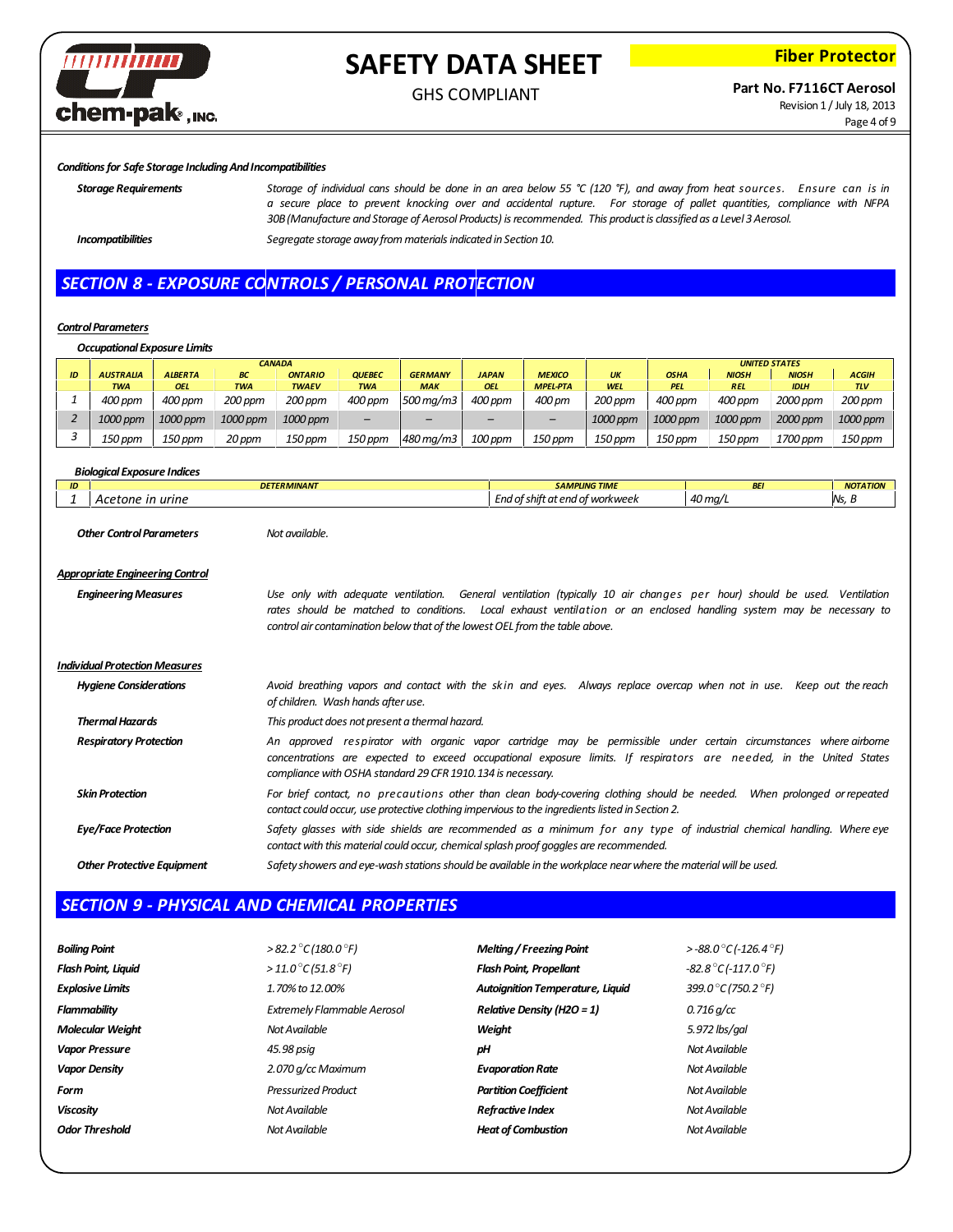***Conditions for Safe Storage Including And Incompatibilities***

***Storage Requirements***

*Storage of individual cans should be done in an area below 55 °C (120 °F), and away from heat sources. Ensure can is in a secure place to prevent knocking over and accidental rupture. For storage of pallet quantities, compliance with NFPA 30B (Manufacture and Storage of Aerosol Products) is recommended. This product is classified as a Level 3 Aerosol.*

***Incompatibilities***

*Segregate storage away from materials indicated in Section 10.*

## SECTION 8 - EXPOSURE CONTROLS / PERSONAL PROTECTION

***Control Parameters***

***Occupational Exposure Limits***

| ID | | CANADA | | | | | | | | UNITED STATES | | | |
|---|---|---|---|---|---|---|---|---|---|---|---|---|---|
| | AUSTRALIA TWA | ALBERTA OEL | BC TWA | ONTARIO TWAEV | QUEBEC TWA | GERMANY MAK | JAPAN OEL | MEXICO MPEL-PTA | UK WEL | OSHA PEL | NIOSH REL | NIOSH IDLH | ACGIH TLV |
| 1 | 400 ppm | 400 ppm | 200 ppm | 200 ppm | 400 ppm | 500 mg/m3 | 400 ppm | 400 pm | 200 ppm | 400 ppm | 400 ppm | 2000 ppm | 200 ppm |
| 2 | 1000 ppm | 1000 ppm | 1000 ppm | 1000 ppm | – | – | – | – | 1000 ppm | 1000 ppm | 1000 ppm | 2000 ppm | 1000 ppm |
| 3 | 150 ppm | 150 ppm | 20 ppm | 150 ppm | 150 ppm | 480 mg/m3 | 100 ppm | 150 ppm | 150 ppm | 150 ppm | 150 ppm | 1700 ppm | 150 ppm |

***Biological Exposure Indices***

| ID | DETERMINANT | SAMPLING TIME | BEI | NOTATION |
|---|---|---|---|---|
| 1 | Acetone in urine | End of shift at end of workweek | 40 mg/L | Ns, B |

***Other Control Parameters***

*Not available.*

***Appropriate Engineering Control***

***Engineering Measures***

*Use only with adequate ventilation. General ventilation (typically 10 air changes per hour) should be used. Ventilation rates should be matched to conditions. Local exhaust ventilation or an enclosed handling system may be necessary to control air contamination below that of the lowest OEL from the table above.*

***Individual Protection Measures***

***Hygiene Considerations***

*Avoid breathing vapors and contact with the skin and eyes. Always replace overcap when not in use. Keep out the reach of children. Wash hands after use.*

***Thermal Hazards***

*This product does not present a thermal hazard.*

***Respiratory Protection***

*An approved respirator with organic vapor cartridge may be permissible under certain circumstances where airborne concentrations are expected to exceed occupational exposure limits. If respirators are needed, in the United States compliance with OSHA standard 29 CFR 1910.134 is necessary.*

***Skin Protection***

*For brief contact, no precautions other than clean body-covering clothing should be needed. When prolonged or repeated contact could occur, use protective clothing impervious to the ingredients listed in Section 2.*

***Eye/Face Protection***

*Safety glasses with side shields are recommended as a minimum for any type of industrial chemical handling. Where eye contact with this material could occur, chemical splash proof goggles are recommended.*

***Other Protective Equipment***

*Safety showers and eye-wash stations should be available in the workplace near where the material will be used.*

## SECTION 9 - PHYSICAL AND CHEMICAL PROPERTIES

| Property | Value | Property | Value |
|---|---|---|---|
| ***Boiling Point*** | *> 82.2 °C (180.0 °F)* | ***Melting / Freezing Point*** | *> -88.0 °C (-126.4 °F)* |
| ***Flash Point, Liquid*** | *> 11.0 °C (51.8 °F)* | ***Flash Point, Propellant*** | *-82.8 °C (-117.0 °F)* |
| ***Explosive Limits*** | *1.70% to 12.00%* | ***Autoignition Temperature, Liquid*** | *399.0 °C (750.2 °F)* |
| ***Flammability*** | *Extremely Flammable Aerosol* | ***Relative Density (H2O = 1)*** | *0.716 g/cc* |
| ***Molecular Weight*** | *Not Available* | ***Weight*** | *5.972 lbs/gal* |
| ***Vapor Pressure*** | *45.98 psig* | ***pH*** | *Not Available* |
| ***Vapor Density*** | *2.070 g/cc Maximum* | ***Evaporation Rate*** | *Not Available* |
| ***Form*** | *Pressurized Product* | ***Partition Coefficient*** | *Not Available* |
| ***Viscosity*** | *Not Available* | ***Refractive Index*** | *Not Available* |
| ***Odor Threshold*** | *Not Available* | ***Heat of Combustion*** | *Not Available* |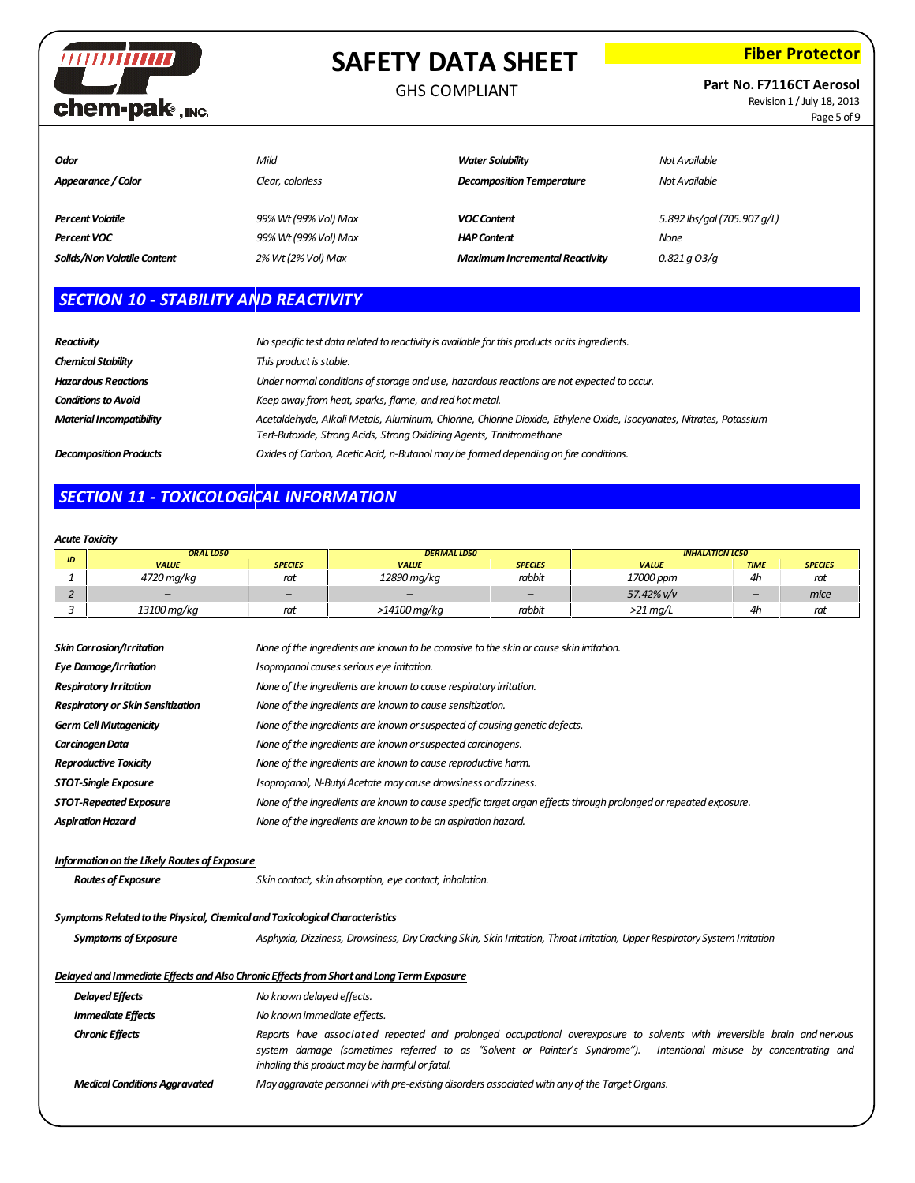| | | | |
|---|---|---|---|
| *Odor* | *Mild* | *Water Solubility* | *Not Available* |
| *Appearance / Color* | *Clear, colorless* | *Decomposition Temperature* | *Not Available* |
| *Percent Volatile* | *99% Wt (99% Vol) Max* | *VOC Content* | *5.892 lbs/gal (705.907 g/L)* |
| *Percent VOC* | *99% Wt (99% Vol) Max* | *HAP Content* | *None* |
| *Solids/Non Volatile Content* | *2% Wt (2% Vol) Max* | *Maximum Incremental Reactivity* | *0.821 g O3/g* |

## SECTION 10 - STABILITY AND REACTIVITY

| | |
|---|---|
| *Reactivity* | *No specific test data related to reactivity is available for this products or its ingredients.* |
| *Chemical Stability* | *This product is stable.* |
| *Hazardous Reactions* | *Under normal conditions of storage and use, hazardous reactions are not expected to occur.* |
| *Conditions to Avoid* | *Keep away from heat, sparks, flame, and red hot metal.* |
| *Material Incompatibility* | *Acetaldehyde, Alkali Metals, Aluminum, Chlorine, Chlorine Dioxide, Ethylene Oxide, Isocyanates, Nitrates, Potassium Tert-Butoxide, Strong Acids, Strong Oxidizing Agents, Trinitromethane* |
| *Decomposition Products* | *Oxides of Carbon, Acetic Acid, n-Butanol may be formed depending on fire conditions.* |

## SECTION 11 - TOXICOLOGICAL INFORMATION

***Acute Toxicity***

| ID | ORAL LD50 | | DERMAL LD50 | | INHALATION LC50 | | |
|---|---|---|---|---|---|---|---|
| | VALUE | SPECIES | VALUE | SPECIES | VALUE | TIME | SPECIES |
| 1 | 4720 mg/kg | rat | 12890 mg/kg | rabbit | 17000 ppm | 4h | rat |
| 2 | – | – | – | – | 57.42% v/v | – | mice |
| 3 | 13100 mg/kg | rat | >14100 mg/kg | rabbit | >21 mg/L | 4h | rat |

| | |
|---|---|
| *Skin Corrosion/Irritation* | *None of the ingredients are known to be corrosive to the skin or cause skin irritation.* |
| *Eye Damage/Irritation* | *Isopropanol causes serious eye irritation.* |
| *Respiratory Irritation* | *None of the ingredients are known to cause respiratory irritation.* |
| *Respiratory or Skin Sensitization* | *None of the ingredients are known to cause sensitization.* |
| *Germ Cell Mutagenicity* | *None of the ingredients are known or suspected of causing genetic defects.* |
| *Carcinogen Data* | *None of the ingredients are known or suspected carcinogens.* |
| *Reproductive Toxicity* | *None of the ingredients are known to cause reproductive harm.* |
| *STOT-Single Exposure* | *Isopropanol, N-Butyl Acetate may cause drowsiness or dizziness.* |
| *STOT-Repeated Exposure* | *None of the ingredients are known to cause specific target organ effects through prolonged or repeated exposure.* |
| *Aspiration Hazard* | *None of the ingredients are known to be an aspiration hazard.* |

***Information on the Likely Routes of Exposure***

| | |
|---|---|
| *Routes of Exposure* | *Skin contact, skin absorption, eye contact, inhalation.* |

***Symptoms Related to the Physical, Chemical and Toxicological Characteristics***

| | |
|---|---|
| *Symptoms of Exposure* | *Asphyxia, Dizziness, Drowsiness, Dry Cracking Skin, Skin Irritation, Throat Irritation, Upper Respiratory System Irritation* |

***Delayed and Immediate Effects and Also Chronic Effects from Short and Long Term Exposure***

| | |
|---|---|
| *Delayed Effects* | *No known delayed effects.* |
| *Immediate Effects* | *No known immediate effects.* |
| *Chronic Effects* | *Reports have associated repeated and prolonged occupational overexposure to solvents with irreversible brain and nervous system damage (sometimes referred to as "Solvent or Painter's Syndrome"). Intentional misuse by concentrating and inhaling this product may be harmful or fatal.* |
| *Medical Conditions Aggravated* | *May aggravate personnel with pre-existing disorders associated with any of the Target Organs.* |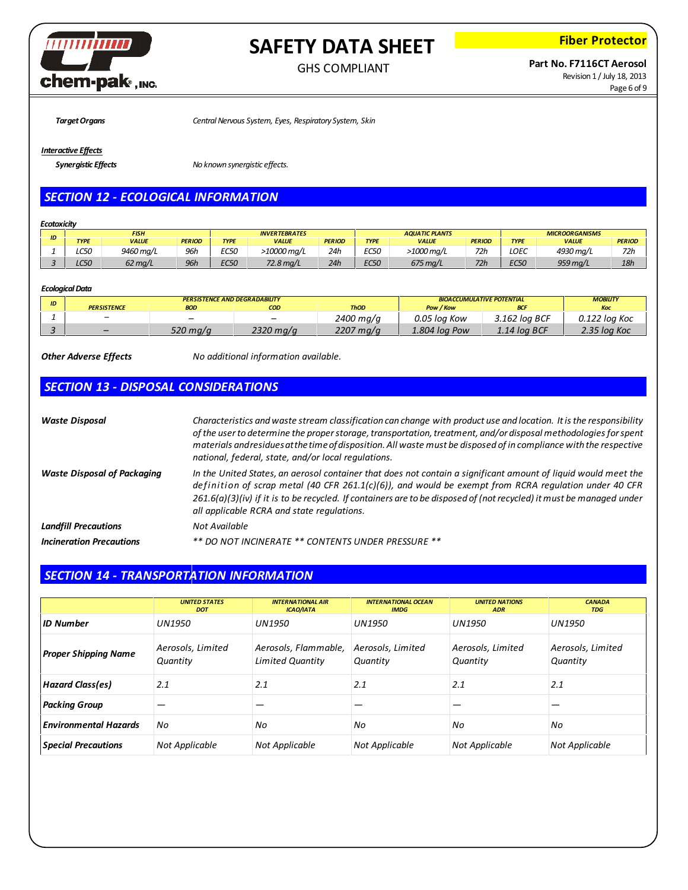**Target Organs** — Central Nervous System, Eyes, Respiratory System, Skin

***Interactive Effects***

**Synergistic Effects** — No known synergistic effects.

## SECTION 12 - ECOLOGICAL INFORMATION

***Ecotoxicity***

| ID | FISH | | | INVERTEBRATES | | | AQUATIC PLANTS | | | MICROORGANISMS | | |
|---|---|---|---|---|---|---|---|---|---|---|---|---|
| | TYPE | VALUE | PERIOD | TYPE | VALUE | PERIOD | TYPE | VALUE | PERIOD | TYPE | VALUE | PERIOD |
| 1 | LC50 | 9460 mg/L | 96h | EC50 | >10000 mg/L | 24h | EC50 | >1000 mg/L | 72h | LOEC | 4930 mg/L | 72h |
| 3 | LC50 | 62 mg/L | 96h | EC50 | 72.8 mg/L | 24h | EC50 | 675 mg/L | 72h | EC50 | 959 mg/L | 18h |

***Ecological Data***

| ID | PERSISTENCE AND DEGRADABILITY | | | | BIOACCUMULATIVE POTENTIAL | | MOBILITY |
|---|---|---|---|---|---|---|---|
| | PERSISTENCE | BOD | COD | ThOD | Pow / Kow | BCF | Koc |
| 1 | – | – | – | 2400 mg/g | 0.05 log Kow | 3.162 log BCF | 0.122 log Koc |
| 3 | – | 520 mg/g | 2320 mg/g | 2207 mg/g | 1.804 log Pow | 1.14 log BCF | 2.35 log Koc |

***Other Adverse Effects*** — No additional information available.

## SECTION 13 - DISPOSAL CONSIDERATIONS

***Waste Disposal*** — Characteristics and waste stream classification can change with product use and location. It is the responsibility of the user to determine the proper storage, transportation, treatment, and/or disposal methodologies for spent materials and residues at the time of disposition. All waste must be disposed of in compliance with the respective national, federal, state, and/or local regulations.

***Waste Disposal of Packaging*** — In the United States, an aerosol container that does not contain a significant amount of liquid would meet the definition of scrap metal (40 CFR 261.1(c)(6)), and would be exempt from RCRA regulation under 40 CFR 261.6(a)(3)(iv) if it is to be recycled. If containers are to be disposed of (not recycled) it must be managed under all applicable RCRA and state regulations.

***Landfill Precautions*** — Not Available

***Incineration Precautions*** — ** DO NOT INCINERATE ** CONTENTS UNDER PRESSURE **

## SECTION 14 - TRANSPORTATION INFORMATION

| | UNITED STATES DOT | INTERNATIONAL AIR ICAO/IATA | INTERNATIONAL OCEAN IMDG | UNITED NATIONS ADR | CANADA TDG |
|---|---|---|---|---|---|
| **ID Number** | UN1950 | UN1950 | UN1950 | UN1950 | UN1950 |
| **Proper Shipping Name** | Aerosols, Limited Quantity | Aerosols, Flammable, Limited Quantity | Aerosols, Limited Quantity | Aerosols, Limited Quantity | Aerosols, Limited Quantity |
| **Hazard Class(es)** | 2.1 | 2.1 | 2.1 | 2.1 | 2.1 |
| **Packing Group** | — | — | — | — | — |
| **Environmental Hazards** | No | No | No | No | No |
| **Special Precautions** | Not Applicable | Not Applicable | Not Applicable | Not Applicable | Not Applicable |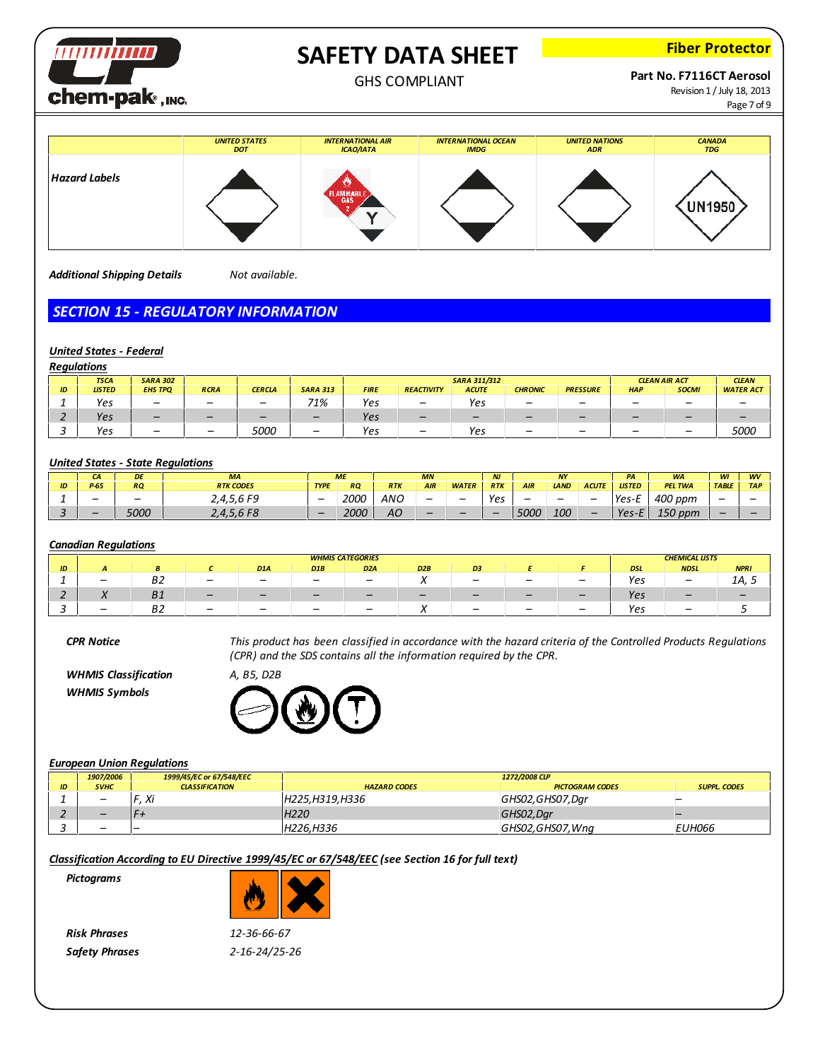| | UNITED STATES DOT | INTERNATIONAL AIR ICAO/IATA | INTERNATIONAL OCEAN IMDG | UNITED NATIONS ADR | CANADA TDG |
|---|---|---|---|---|---|
| ***Hazard Labels*** | | FLAMMABLE GAS 2 Y | | | UN1950 |

***Additional Shipping Details*** *Not available.*

## *SECTION 15 - REGULATORY INFORMATION*

***United States - Federal Regulations***

| ID | TSCA LISTED | SARA 302 EHS TPQ | RCRA | CERCLA | SARA 313 | SARA 311/312 FIRE | REACTIVITY | ACUTE | CHRONIC | PRESSURE | CLEAN AIR ACT HAP | SOCMI | CLEAN WATER ACT |
|---|---|---|---|---|---|---|---|---|---|---|---|---|---|
| 1 | Yes | – | – | – | 71% | Yes | – | Yes | – | – | – | – | – |
| 2 | Yes | – | – | – | – | Yes | – | – | – | – | – | – | – |
| 3 | Yes | – | – | 5000 | – | Yes | – | Yes | – | – | – | – | 5000 |

***United States - State Regulations***

| ID | CA P-65 | DE RQ | MA RTK CODES | ME TYPE | ME RQ | MN RTK | MN AIR | MN WATER | NJ RTK | NY AIR | NY LAND | NY ACUTE | PA LISTED | WA PEL TWA | WI TABLE | WV TAP |
|---|---|---|---|---|---|---|---|---|---|---|---|---|---|---|---|---|
| 1 | – | – | 2,4,5,6 F9 | – | 2000 | ANO | – | – | Yes | – | – | – | Yes-E | 400 ppm | – | – |
| 3 | – | 5000 | 2,4,5,6 F8 | – | 2000 | AO | – | – | – | 5000 | 100 | – | Yes-E | 150 ppm | – | – |

***Canadian Regulations***

| ID | WHMIS CATEGORIES A | B | C | D1A | D1B | D2A | D2B | D3 | E | F | CHEMICAL LISTS DSL | NDSL | NPRI |
|---|---|---|---|---|---|---|---|---|---|---|---|---|---|
| 1 | – | B2 | – | – | – | – | X | – | – | – | Yes | – | 1A, 5 |
| 2 | X | B1 | – | – | – | – | – | – | – | – | Yes | – | – |
| 3 | – | B2 | – | – | – | – | X | – | – | – | Yes | – | 5 |

***CPR Notice*** *This product has been classified in accordance with the hazard criteria of the Controlled Products Regulations (CPR) and the SDS contains all the information required by the CPR.*

***WHMIS Classification*** *A, B5, D2B*

***WHMIS Symbols***

***European Union Regulations***

| ID | 1907/2006 SVHC | 1999/45/EC or 67/548/EEC CLASSIFICATION | 1272/2008 CLP HAZARD CODES | PICTOGRAM CODES | SUPPL. CODES |
|---|---|---|---|---|---|
| 1 | – | F, Xi | H225,H319,H336 | GHS02,GHS07,Dgr | – |
| 2 | – | F+ | H220 | GHS02,Dgr | – |
| 3 | – | – | H226,H336 | GHS02,GHS07,Wng | EUH066 |

***Classification According to EU Directive 1999/45/EC or 67/548/EEC** (see Section 16 for full text)*

***Pictograms***

***Risk Phrases*** *12-36-66-67*

***Safety Phrases*** *2-16-24/25-26*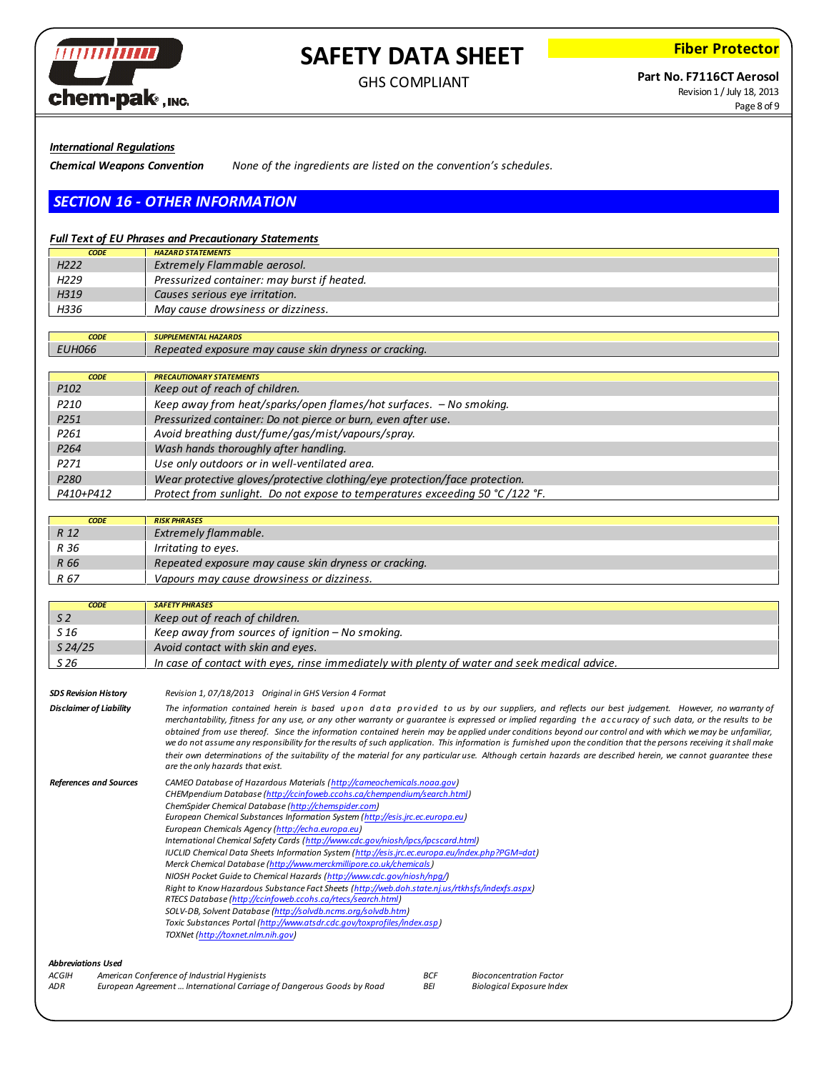***International Regulations***

***Chemical Weapons Convention*** *None of the ingredients are listed on the convention's schedules.*

## *SECTION 16 - OTHER INFORMATION*

***Full Text of EU Phrases and Precautionary Statements***

| CODE | HAZARD STATEMENTS |
|---|---|
| H222 | Extremely Flammable aerosol. |
| H229 | Pressurized container: may burst if heated. |
| H319 | Causes serious eye irritation. |
| H336 | May cause drowsiness or dizziness. |

| CODE | SUPPLEMENTAL HAZARDS |
|---|---|
| EUH066 | Repeated exposure may cause skin dryness or cracking. |

| CODE | PRECAUTIONARY STATEMENTS |
|---|---|
| P102 | Keep out of reach of children. |
| P210 | Keep away from heat/sparks/open flames/hot surfaces. – No smoking. |
| P251 | Pressurized container: Do not pierce or burn, even after use. |
| P261 | Avoid breathing dust/fume/gas/mist/vapours/spray. |
| P264 | Wash hands thoroughly after handling. |
| P271 | Use only outdoors or in well-ventilated area. |
| P280 | Wear protective gloves/protective clothing/eye protection/face protection. |
| P410+P412 | Protect from sunlight. Do not expose to temperatures exceeding 50 °C/122 °F. |

| CODE | RISK PHRASES |
|---|---|
| R 12 | Extremely flammable. |
| R 36 | Irritating to eyes. |
| R 66 | Repeated exposure may cause skin dryness or cracking. |
| R 67 | Vapours may cause drowsiness or dizziness. |

| CODE | SAFETY PHRASES |
|---|---|
| S 2 | Keep out of reach of children. |
| S 16 | Keep away from sources of ignition – No smoking. |
| S 24/25 | Avoid contact with skin and eyes. |
| S 26 | In case of contact with eyes, rinse immediately with plenty of water and seek medical advice. |

***SDS Revision History*** *Revision 1, 07/18/2013 Original in GHS Version 4 Format*

***Disclaimer of Liability*** *The information contained herein is based upon data provided to us by our suppliers, and reflects our best judgement. However, no warranty of merchantability, fitness for any use, or any other warranty or guarantee is expressed or implied regarding the accuracy of such data, or the results to be obtained from use thereof. Since the information contained herein may be applied under conditions beyond our control and with which we may be unfamiliar, we do not assume any responsibility for the results of such application. This information is furnished upon the condition that the persons receiving it shall make their own determinations of the suitability of the material for any particular use. Although certain hazards are described herein, we cannot guarantee these are the only hazards that exist.*

***References and Sources***

*CAMEO Database of Hazardous Materials (http://cameochemicals.noaa.gov)*
*CHEMpendium Database (http://ccinfoweb.ccohs.ca/chempendium/search.html)*
*ChemSpider Chemical Database (http://chemspider.com)*
*European Chemical Substances Information System (http://esis.jrc.ec.europa.eu)*
*European Chemicals Agency (http://echa.europa.eu)*
*International Chemical Safety Cards (http://www.cdc.gov/niosh/ipcs/ipcscard.html)*
*IUCLID Chemical Data Sheets Information System (http://esis.jrc.ec.europa.eu/index.php?PGM=dat)*
*Merck Chemical Database (http://www.merckmillipore.co.uk/chemicals)*
*NIOSH Pocket Guide to Chemical Hazards (http://www.cdc.gov/niosh/npg/)*
*Right to Know Hazardous Substance Fact Sheets (http://web.doh.state.nj.us/rtkhsfs/indexfs.aspx)*
*RTECS Database (http://ccinfoweb.ccohs.ca/rtecs/search.html)*
*SOLV-DB, Solvent Database (http://solvdb.ncms.org/solvdb.htm)*
*Toxic Substances Portal (http://www.atsdr.cdc.gov/toxprofiles/index.asp)*
*TOXNet (http://toxnet.nlm.nih.gov)*

***Abbreviations Used***

| | | | |
|---|---|---|---|
| ACGIH | American Conference of Industrial Hygienists | BCF | Bioconcentration Factor |
| ADR | European Agreement ... International Carriage of Dangerous Goods by Road | BEI | Biological Exposure Index |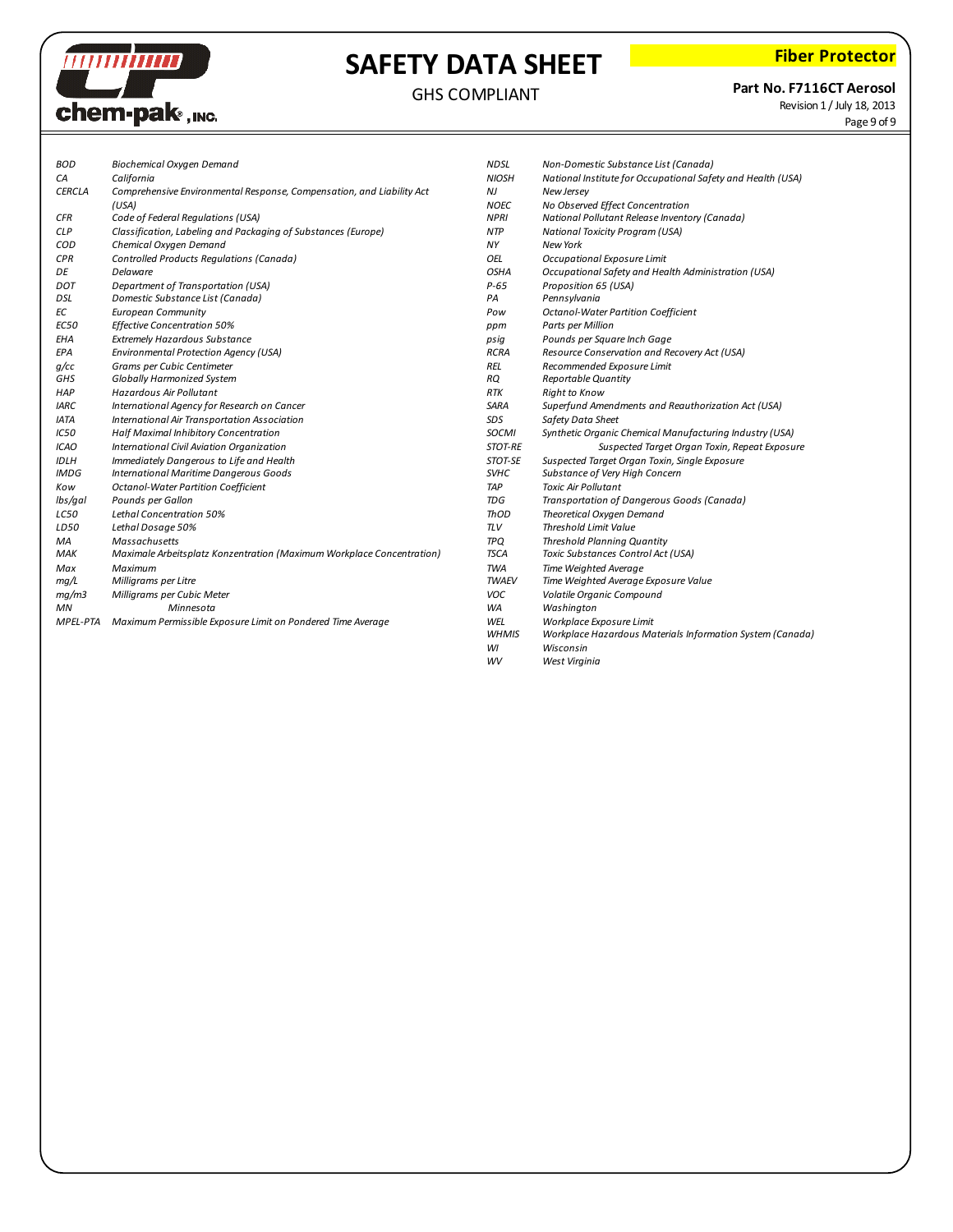| | |
|---|---|
| *BOD* | *Biochemical Oxygen Demand* |
| *CA* | *California* |
| *CERCLA* | *Comprehensive Environmental Response, Compensation, and Liability Act (USA)* |
| *CFR* | *Code of Federal Regulations (USA)* |
| *CLP* | *Classification, Labeling and Packaging of Substances (Europe)* |
| *COD* | *Chemical Oxygen Demand* |
| *CPR* | *Controlled Products Regulations (Canada)* |
| *DE* | *Delaware* |
| *DOT* | *Department of Transportation (USA)* |
| *DSL* | *Domestic Substance List (Canada)* |
| *EC* | *European Community* |
| *EC50* | *Effective Concentration 50%* |
| *EHA* | *Extremely Hazardous Substance* |
| *EPA* | *Environmental Protection Agency (USA)* |
| *g/cc* | *Grams per Cubic Centimeter* |
| *GHS* | *Globally Harmonized System* |
| *HAP* | *Hazardous Air Pollutant* |
| *IARC* | *International Agency for Research on Cancer* |
| *IATA* | *International Air Transportation Association* |
| *IC50* | *Half Maximal Inhibitory Concentration* |
| *ICAO* | *International Civil Aviation Organization* |
| *IDLH* | *Immediately Dangerous to Life and Health* |
| *IMDG* | *International Maritime Dangerous Goods* |
| *Kow* | *Octanol-Water Partition Coefficient* |
| *lbs/gal* | *Pounds per Gallon* |
| *LC50* | *Lethal Concentration 50%* |
| *LD50* | *Lethal Dosage 50%* |
| *MA* | *Massachusetts* |
| *MAK* | *Maximale Arbeitsplatz Konzentration (Maximum Workplace Concentration)* |
| *Max* | *Maximum* |
| *mg/L* | *Milligrams per Litre* |
| *mg/m3* | *Milligrams per Cubic Meter* |
| *MN* | *Minnesota* |
| *MPEL-PTA* | *Maximum Permissible Exposure Limit on Pondered Time Average* |
| *NDSL* | *Non-Domestic Substance List (Canada)* |
| *NIOSH* | *National Institute for Occupational Safety and Health (USA)* |
| *NJ* | *New Jersey* |
| *NOEC* | *No Observed Effect Concentration* |
| *NPRI* | *National Pollutant Release Inventory (Canada)* |
| *NTP* | *National Toxicity Program (USA)* |
| *NY* | *New York* |
| *OEL* | *Occupational Exposure Limit* |
| *OSHA* | *Occupational Safety and Health Administration (USA)* |
| *P-65* | *Proposition 65 (USA)* |
| *PA* | *Pennsylvania* |
| *Pow* | *Octanol-Water Partition Coefficient* |
| *ppm* | *Parts per Million* |
| *psig* | *Pounds per Square Inch Gage* |
| *RCRA* | *Resource Conservation and Recovery Act (USA)* |
| *REL* | *Recommended Exposure Limit* |
| *RQ* | *Reportable Quantity* |
| *RTK* | *Right to Know* |
| *SARA* | *Superfund Amendments and Reauthorization Act (USA)* |
| *SDS* | *Safety Data Sheet* |
| *SOCMI* | *Synthetic Organic Chemical Manufacturing Industry (USA)* |
| *STOT-RE* | *Suspected Target Organ Toxin, Repeat Exposure* |
| *STOT-SE* | *Suspected Target Organ Toxin, Single Exposure* |
| *SVHC* | *Substance of Very High Concern* |
| *TAP* | *Toxic Air Pollutant* |
| *TDG* | *Transportation of Dangerous Goods (Canada)* |
| *ThOD* | *Theoretical Oxygen Demand* |
| *TLV* | *Threshold Limit Value* |
| *TPQ* | *Threshold Planning Quantity* |
| *TSCA* | *Toxic Substances Control Act (USA)* |
| *TWA* | *Time Weighted Average* |
| *TWAEV* | *Time Weighted Average Exposure Value* |
| *VOC* | *Volatile Organic Compound* |
| *WA* | *Washington* |
| *WEL* | *Workplace Exposure Limit* |
| *WHMIS* | *Workplace Hazardous Materials Information System (Canada)* |
| *WI* | *Wisconsin* |
| *WV* | *West Virginia* |